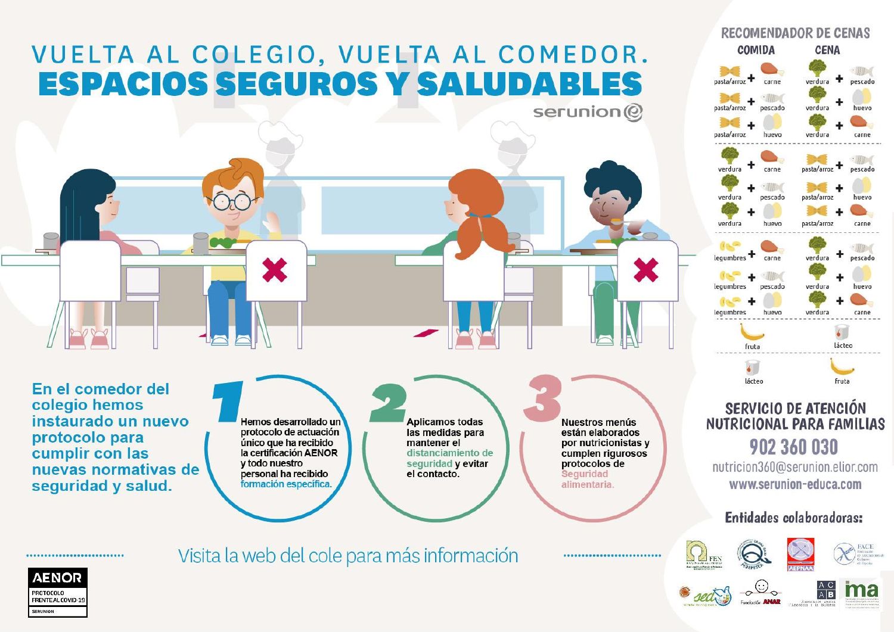# VUELTA AL COLEGIO, VUELTA AL COMEDOR.
# ESPACIOS SEGUROS Y SALUDABLES

serunion

**En el comedor del colegio hemos instaurado un nuevo protocolo para cumplir con las nuevas normativas de seguridad y salud.**

**1** Hemos desarrollado un protocolo de actuación único que ha recibido la certificación AENOR y todo nuestro personal ha recibido formación específica.

**2** Aplicamos todas las medidas para mantener el distanciamiento de seguridad y evitar el contacto.

**3** Nuestros menús están elaborados por nutricionistas y cumplen rigurosos protocolos de Seguridad alimentaria.

Visita la web del cole para más información

AENOR
PROTOCOLO FRENTE AL COVID-19
SERUNION

## RECOMENDADOR DE CENAS

| COMIDA | CENA |
|---|---|
| pasta/arroz + carne | verdura + pescado |
| pasta/arroz + pescado | verdura + huevo |
| pasta/arroz + huevo | verdura + carne |
| verdura + carne | pasta/arroz + pescado |
| verdura + pescado | pasta/arroz + huevo |
| verdura + huevo | pasta/arroz + carne |
| legumbres + carne | verdura + pescado |
| legumbres + pescado | verdura + huevo |
| legumbres + huevo | verdura + carne |
| fruta | lácteo |
| lácteo | fruta |

## SERVICIO DE ATENCIÓN NUTRICIONAL PARA FAMILIAS

**902 360 030**

nutricion360@serunion.elior.com

www.serunion-educa.com

**Entidades colaboradoras:**

FEN · FESPESCA · AEPNAA · FACE · sed · Fundación ANAR · ACAB · ima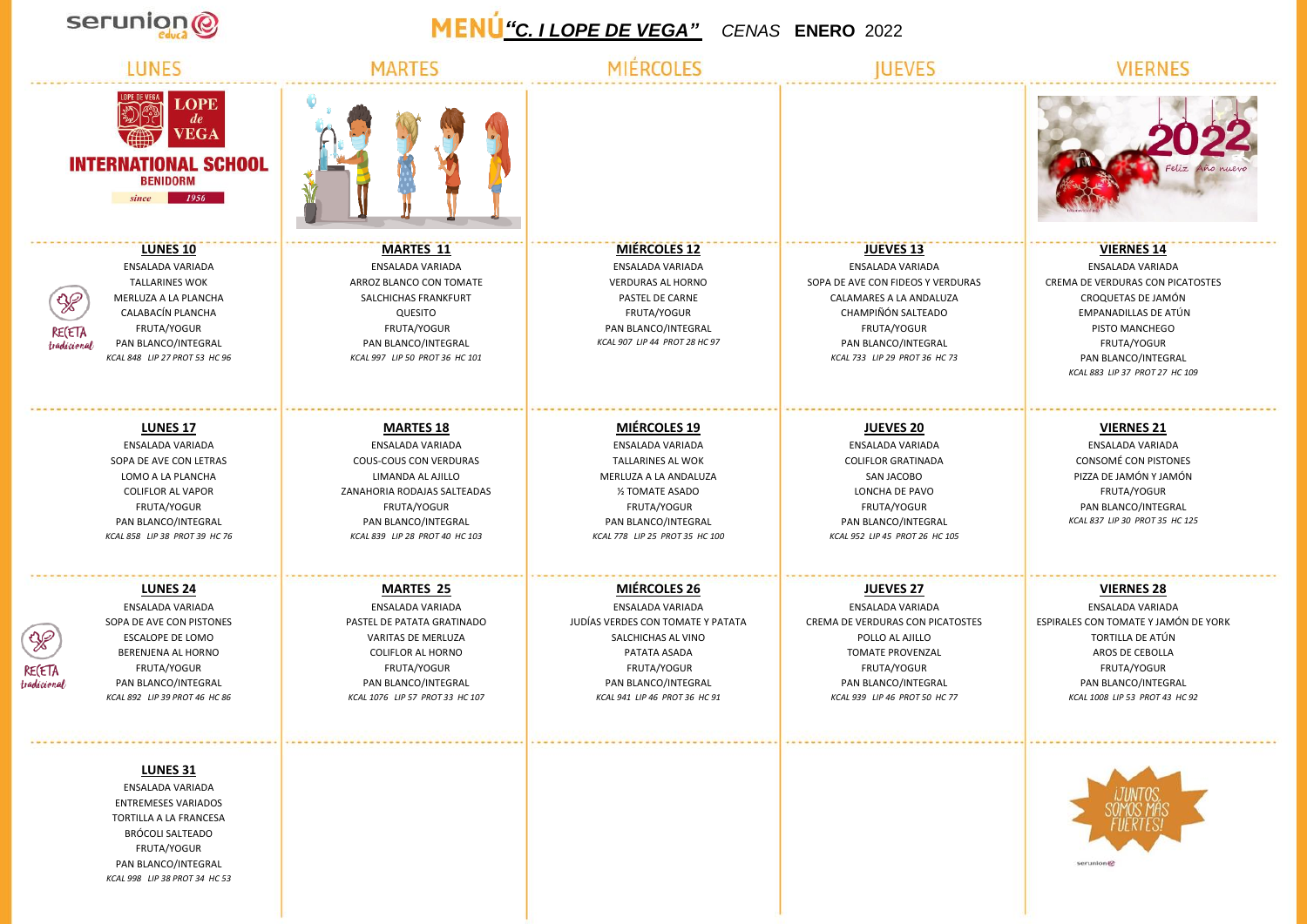# MENÚ *"C. I LOPE DE VEGA"* CENAS **ENERO** 2022

| LUNES | MARTES | MIÉRCOLES | JUEVES | VIERNES |
|---|---|---|---|---|
| LOPE de VEGA INTERNATIONAL SCHOOL BENIDORM since 1956 | | | | Feliz Año nuevo 2022 |
| **LUNES 10** (RECETA tradicional)<br>ENSALADA VARIADA<br>TALLARINES WOK<br>MERLUZA A LA PLANCHA<br>CALABACÍN PLANCHA<br>FRUTA/YOGUR<br>PAN BLANCO/INTEGRAL<br>*KCAL 848 LIP 27 PROT 53 HC 96* | **MARTES 11**<br>ENSALADA VARIADA<br>ARROZ BLANCO CON TOMATE<br>SALCHICHAS FRANKFURT<br>QUESITO<br>FRUTA/YOGUR<br>PAN BLANCO/INTEGRAL<br>*KCAL 997 LIP 50 PROT 36 HC 101* | **MIÉRCOLES 12**<br>ENSALADA VARIADA<br>VERDURAS AL HORNO<br>PASTEL DE CARNE<br>FRUTA/YOGUR<br>PAN BLANCO/INTEGRAL<br>*KCAL 907 LIP 44 PROT 28 HC 97* | **JUEVES 13**<br>ENSALADA VARIADA<br>SOPA DE AVE CON FIDEOS Y VERDURAS<br>CALAMARES A LA ANDALUZA<br>CHAMPIÑÓN SALTEADO<br>FRUTA/YOGUR<br>PAN BLANCO/INTEGRAL<br>*KCAL 733 LIP 29 PROT 36 HC 73* | **VIERNES 14**<br>ENSALADA VARIADA<br>CREMA DE VERDURAS CON PICATOSTES<br>CROQUETAS DE JAMÓN<br>EMPANADILLAS DE ATÚN<br>PISTO MANCHEGO<br>FRUTA/YOGUR<br>PAN BLANCO/INTEGRAL<br>*KCAL 883 LIP 37 PROT 27 HC 109* |
| **LUNES 17**<br>ENSALADA VARIADA<br>SOPA DE AVE CON LETRAS<br>LOMO A LA PLANCHA<br>COLIFLOR AL VAPOR<br>FRUTA/YOGUR<br>PAN BLANCO/INTEGRAL<br>*KCAL 858 LIP 38 PROT 39 HC 76* | **MARTES 18**<br>ENSALADA VARIADA<br>COUS-COUS CON VERDURAS<br>LIMANDA AL AJILLO<br>ZANAHORIA RODAJAS SALTEADAS<br>FRUTA/YOGUR<br>PAN BLANCO/INTEGRAL<br>*KCAL 839 LIP 28 PROT 40 HC 103* | **MIÉRCOLES 19**<br>ENSALADA VARIADA<br>TALLARINES AL WOK<br>MERLUZA A LA ANDALUZA<br>½ TOMATE ASADO<br>FRUTA/YOGUR<br>PAN BLANCO/INTEGRAL<br>*KCAL 778 LIP 25 PROT 35 HC 100* | **JUEVES 20**<br>ENSALADA VARIADA<br>COLIFLOR GRATINADA<br>SAN JACOBO<br>LONCHA DE PAVO<br>FRUTA/YOGUR<br>PAN BLANCO/INTEGRAL<br>*KCAL 952 LIP 45 PROT 26 HC 105* | **VIERNES 21**<br>ENSALADA VARIADA<br>CONSOMÉ CON PISTONES<br>PIZZA DE JAMÓN Y JAMÓN<br>FRUTA/YOGUR<br>PAN BLANCO/INTEGRAL<br>*KCAL 837 LIP 30 PROT 35 HC 125* |
| **LUNES 24** (RECETA tradicional)<br>ENSALADA VARIADA<br>SOPA DE AVE CON PISTONES<br>ESCALOPE DE LOMO<br>BERENJENA AL HORNO<br>FRUTA/YOGUR<br>PAN BLANCO/INTEGRAL<br>*KCAL 892 LIP 39 PROT 46 HC 86* | **MARTES 25**<br>ENSALADA VARIADA<br>PASTEL DE PATATA GRATINADO<br>VARITAS DE MERLUZA<br>COLIFLOR AL HORNO<br>FRUTA/YOGUR<br>PAN BLANCO/INTEGRAL<br>*KCAL 1076 LIP 57 PROT 33 HC 107* | **MIÉRCOLES 26**<br>ENSALADA VARIADA<br>JUDÍAS VERDES CON TOMATE Y PATATA<br>SALCHICHAS AL VINO<br>PATATA ASADA<br>FRUTA/YOGUR<br>PAN BLANCO/INTEGRAL<br>*KCAL 941 LIP 46 PROT 36 HC 91* | **JUEVES 27**<br>ENSALADA VARIADA<br>CREMA DE VERDURAS CON PICATOSTES<br>POLLO AL AJILLO<br>TOMATE PROVENZAL<br>FRUTA/YOGUR<br>PAN BLANCO/INTEGRAL<br>*KCAL 939 LIP 46 PROT 50 HC 77* | **VIERNES 28**<br>ENSALADA VARIADA<br>ESPIRALES CON TOMATE Y JAMÓN DE YORK<br>TORTILLA DE ATÚN<br>AROS DE CEBOLLA<br>FRUTA/YOGUR<br>PAN BLANCO/INTEGRAL<br>*KCAL 1008 LIP 53 PROT 43 HC 92* |
| **LUNES 31**<br>ENSALADA VARIADA<br>ENTREMESES VARIADOS<br>TORTILLA A LA FRANCESA<br>BRÓCOLI SALTEADO<br>FRUTA/YOGUR<br>PAN BLANCO/INTEGRAL<br>*KCAL 998 LIP 38 PROT 34 HC 53* | | | | ¡JUNTOS, SOMOS MÁS FUERTES! |